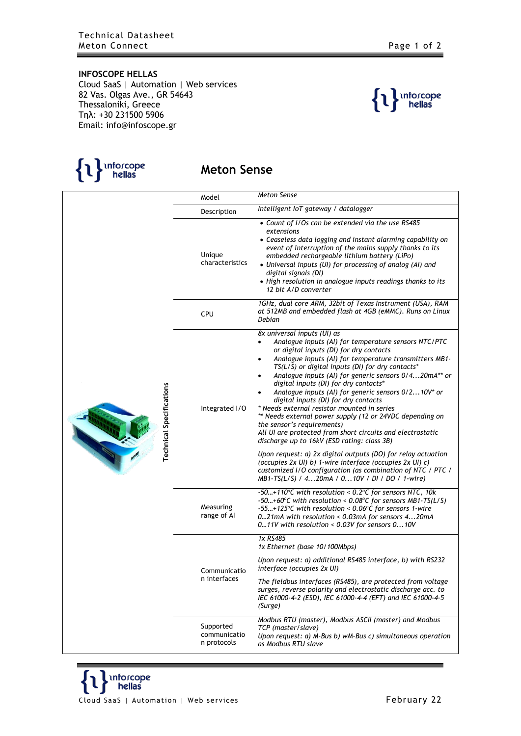**INFOSCOPE HELLAS**
Cloud SaaS | Automation | Web services
82 Vas. Olgas Ave., GR 54643
Thessaloniki, Greece
Τηλ: +30 231500 5906
Email: info@infoscope.gr

# Meton Sense

**Technical Specifications**

| | |
|---|---|
| Model | *Meton Sense* |
| Description | *Intelligent IoT gateway / datalogger* |
| Unique characteristics | • *Count of I/Os can be extended via the use RS485 extensions*<br>• *Ceaseless data logging and instant alarming capability on event of interruption of the mains supply thanks to its embedded rechargeable lithium battery (LiPo)*<br>• *Universal inputs (UI) for processing of analog (AI) and digital signals (DI)*<br>• *High resolution in analogue inputs readings thanks to its 12 bit A/D converter* |
| CPU | *1GHz, dual core ARM, 32bit of Texas Instrument (USA), RAM at 512MB and embedded flash at 4GB (eMMC). Runs on Linux Debian* |
| Integrated I/O | *8x universal inputs (UI) as*<br>• *Analogue inputs (AI) for temperature sensors NTC/PTC or digital inputs (DI) for dry contacts*<br>• *Analogue inputs (AI) for temperature transmitters MB1-TS(L/S) or digital inputs (DI) for dry contacts**<br>• *Analogue inputs (AI) for generic sensors 0/4...20mA** or digital inputs (DI) for dry contacts**<br>• *Analogue inputs (AI) for generic sensors 0/2...10V* or digital inputs (DI) for dry contacts*<br>** Needs external resistor mounted in series*<br>*** Needs external power supply (12 or 24VDC depending on the sensor's requirements)*<br>*All UI are protected from short circuits and electrostatic discharge up to 16kV (ESD rating: class 3B)*<br><br>*Upon request: a) 2x digital outputs (DO) for relay actuation (occupies 2x UI) b) 1-wire interface (occupies 2x UI) c) customized I/O configuration (as combination of NTC / PTC / MB1-TS(L/S) / 4...20mA / 0...10V / DI / DO / 1-wire)* |
| Measuring range of AI | *-50…+110°C with resolution < 0.2°C for sensors NTC, 10k*<br>*-50…+60°C with resolution < 0.08°C for sensors MB1-TS(L/S)*<br>*-55…+125°C with resolution < 0.06°C for sensors 1-wire*<br>*0…21mA with resolution < 0.03mA for sensors 4…20mA*<br>*0…11V with resolution < 0.03V for sensors 0…10V* |
| Communication interfaces | *1x RS485*<br>*1x Ethernet (base 10/100Mbps)*<br><br>*Upon request: a) additional RS485 interface, b) with RS232 interface (occupies 2x UI)*<br><br>*The fieldbus interfaces (RS485), are protected from voltage surges, reverse polarity and electrostatic discharge acc. to IEC 61000-4-2 (ESD), IEC 61000-4-4 (EFT) and IEC 61000-4-5 (Surge)* |
| Supported communication protocols | *Modbus RTU (master), Modbus ASCII (master) and Modbus TCP (master/slave)*<br>*Upon request: a) M-Bus b) wM-Bus c) simultaneous operation as Modbus RTU slave* |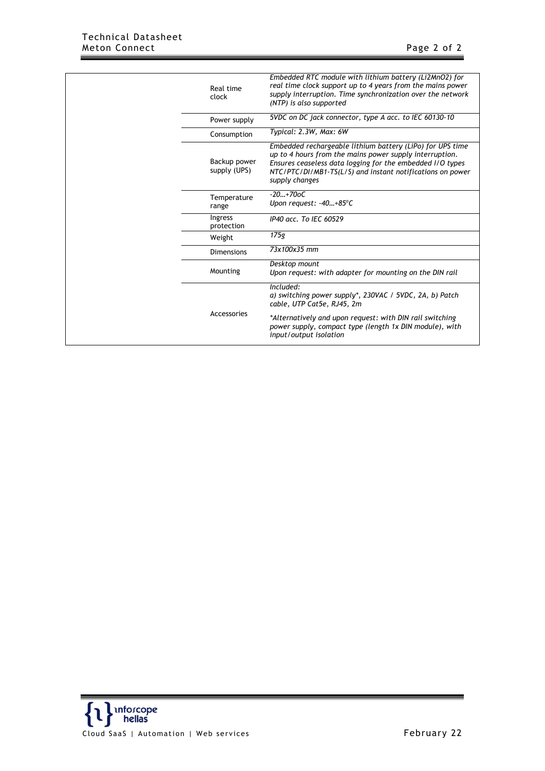| | | |
|---|---|---|
| | Real time clock | *Embedded RTC module with lithium battery ($Li2MnO2$) for real time clock support up to 4 years from the mains power supply interruption. Time synchronization over the network (NTP) is also supported* |
| | Power supply | *5VDC on DC jack connector, type A acc. to IEC 60130-10* |
| | Consumption | *Typical: 2.3W, Max: 6W* |
| | Backup power supply (UPS) | *Embedded rechargeable lithium battery (LiPo) for UPS time up to 4 hours from the mains power supply interruption. Ensures ceaseless data logging for the embedded I/O types NTC/PTC/DI/MB1-TS(L/S) and instant notifications on power supply changes* |
| | Temperature range | *-20…+70oC*<br>*Upon request: -40…+85°C* |
| | Ingress protection | *IP40 acc. To IEC 60529* |
| | Weight | *175g* |
| | Dimensions | *73x100x35 mm* |
| | Mounting | *Desktop mount*<br>*Upon request: with adapter for mounting on the DIN rail* |
| | Accessories | *Included:*<br>*a) switching power supply\*, 230VAC / 5VDC, 2A, b) Patch cable, UTP Cat5e, RJ45, 2m*<br><br>*\*Alternatively and upon request: with DIN rail switching power supply, compact type (length 1x DIN module), with input/output isolation* |